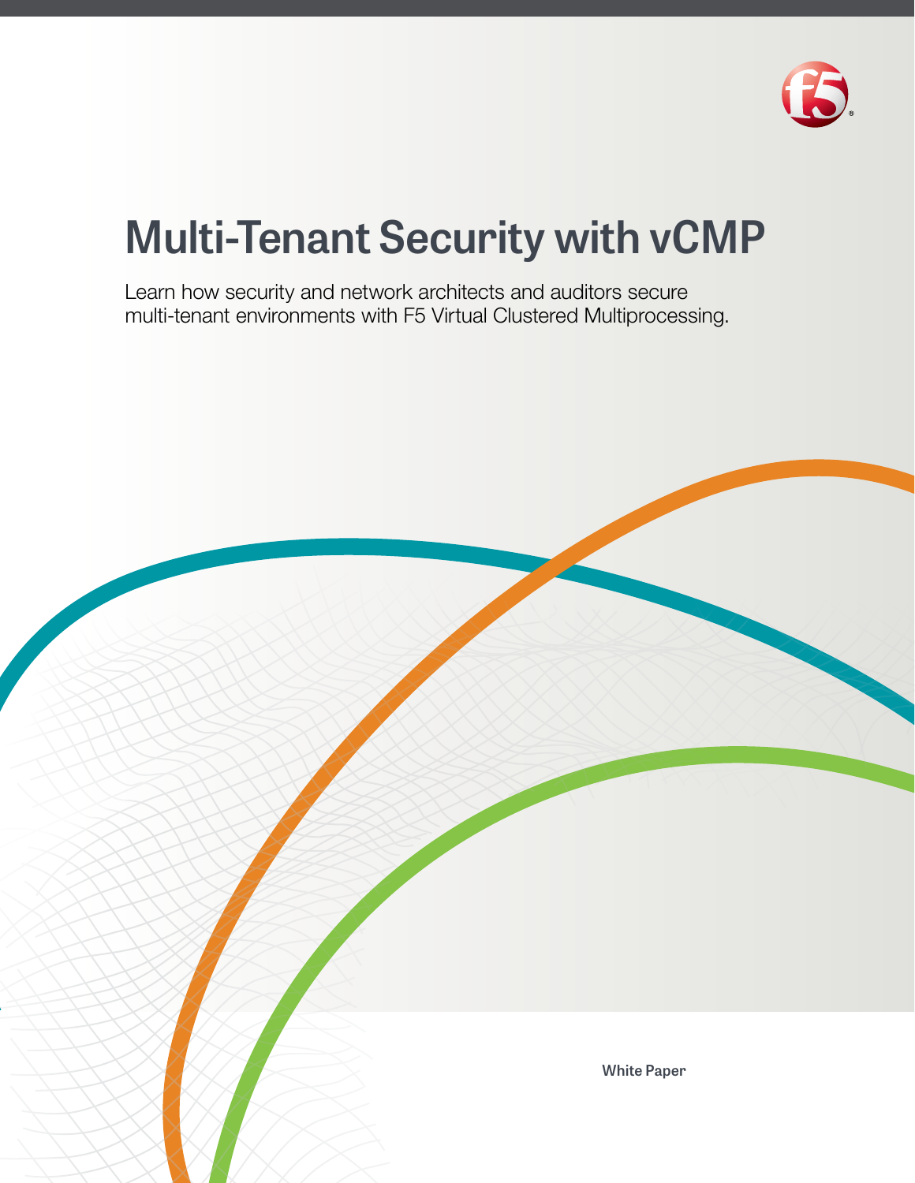# Multi-Tenant Security with vCMP

Learn how security and network architects and auditors secure multi-tenant environments with F5 Virtual Clustered Multiprocessing.

White Paper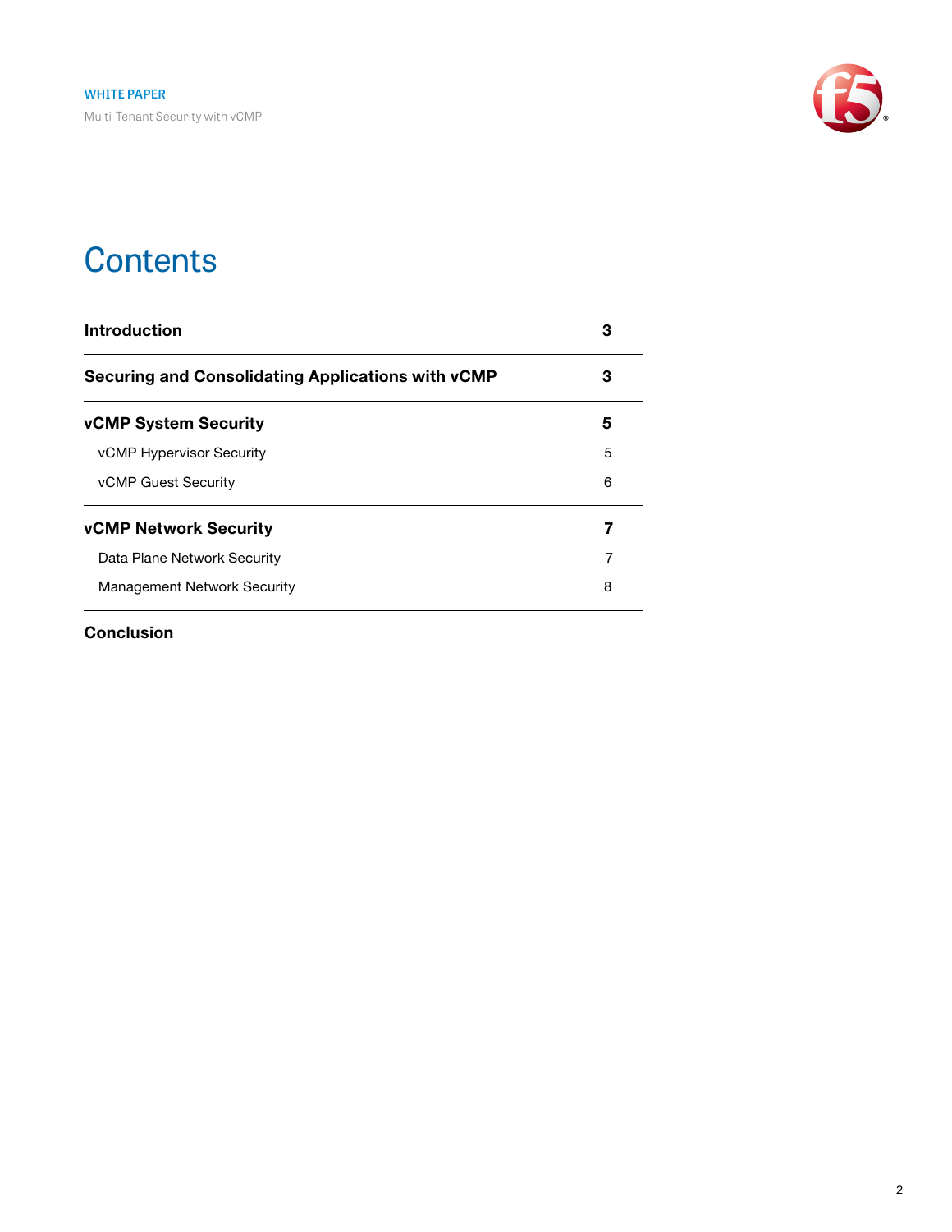# Contents

| | |
|---|---|
| **Introduction** | **3** |
| **Securing and Consolidating Applications with vCMP** | **3** |
| **vCMP System Security** | **5** |
| vCMP Hypervisor Security | 5 |
| vCMP Guest Security | 6 |
| **vCMP Network Security** | **7** |
| Data Plane Network Security | 7 |
| Management Network Security | 8 |
| **Conclusion** | |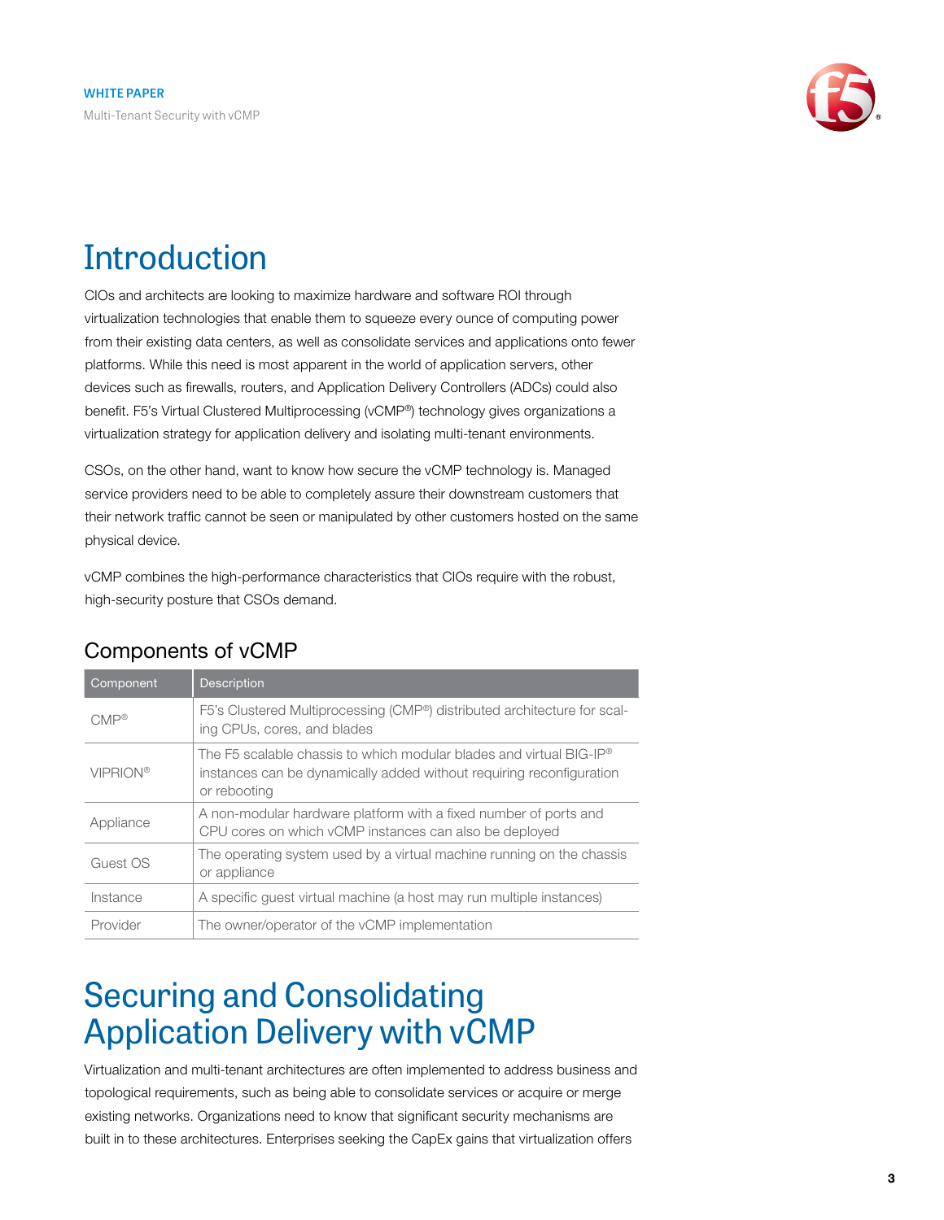# Introduction

CIOs and architects are looking to maximize hardware and software ROI through virtualization technologies that enable them to squeeze every ounce of computing power from their existing data centers, as well as consolidate services and applications onto fewer platforms. While this need is most apparent in the world of application servers, other devices such as firewalls, routers, and Application Delivery Controllers (ADCs) could also benefit. F5's Virtual Clustered Multiprocessing (vCMP®) technology gives organizations a virtualization strategy for application delivery and isolating multi-tenant environments.

CSOs, on the other hand, want to know how secure the vCMP technology is. Managed service providers need to be able to completely assure their downstream customers that their network traffic cannot be seen or manipulated by other customers hosted on the same physical device.

vCMP combines the high-performance characteristics that CIOs require with the robust, high-security posture that CSOs demand.

## Components of vCMP

| Component | Description |
| --- | --- |
| CMP® | F5's Clustered Multiprocessing (CMP®) distributed architecture for scaling CPUs, cores, and blades |
| VIPRION® | The F5 scalable chassis to which modular blades and virtual BIG-IP® instances can be dynamically added without requiring reconfiguration or rebooting |
| Appliance | A non-modular hardware platform with a fixed number of ports and CPU cores on which vCMP instances can also be deployed |
| Guest OS | The operating system used by a virtual machine running on the chassis or appliance |
| Instance | A specific guest virtual machine (a host may run multiple instances) |
| Provider | The owner/operator of the vCMP implementation |

# Securing and Consolidating Application Delivery with vCMP

Virtualization and multi-tenant architectures are often implemented to address business and topological requirements, such as being able to consolidate services or acquire or merge existing networks. Organizations need to know that significant security mechanisms are built in to these architectures. Enterprises seeking the CapEx gains that virtualization offers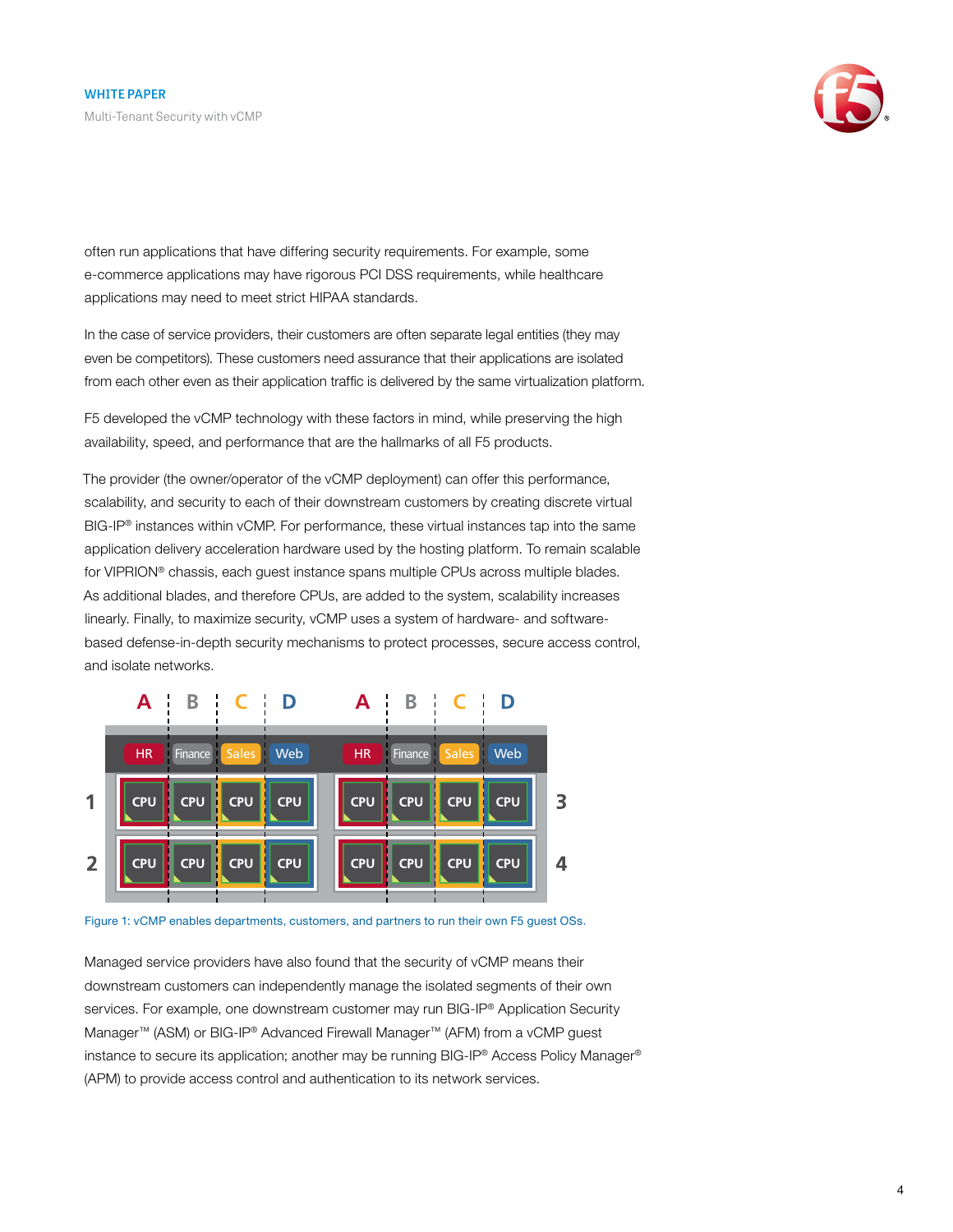often run applications that have differing security requirements. For example, some e-commerce applications may have rigorous PCI DSS requirements, while healthcare applications may need to meet strict HIPAA standards.

In the case of service providers, their customers are often separate legal entities (they may even be competitors). These customers need assurance that their applications are isolated from each other even as their application traffic is delivered by the same virtualization platform.

F5 developed the vCMP technology with these factors in mind, while preserving the high availability, speed, and performance that are the hallmarks of all F5 products.

The provider (the owner/operator of the vCMP deployment) can offer this performance, scalability, and security to each of their downstream customers by creating discrete virtual BIG-IP® instances within vCMP. For performance, these virtual instances tap into the same application delivery acceleration hardware used by the hosting platform. To remain scalable for VIPRION® chassis, each guest instance spans multiple CPUs across multiple blades. As additional blades, and therefore CPUs, are added to the system, scalability increases linearly. Finally, to maximize security, vCMP uses a system of hardware- and software-based defense-in-depth security mechanisms to protect processes, secure access control, and isolate networks.

Figure 1: vCMP enables departments, customers, and partners to run their own F5 guest OSs.

Managed service providers have also found that the security of vCMP means their downstream customers can independently manage the isolated segments of their own services. For example, one downstream customer may run BIG-IP® Application Security Manager™ (ASM) or BIG-IP® Advanced Firewall Manager™ (AFM) from a vCMP guest instance to secure its application; another may be running BIG-IP® Access Policy Manager® (APM) to provide access control and authentication to its network services.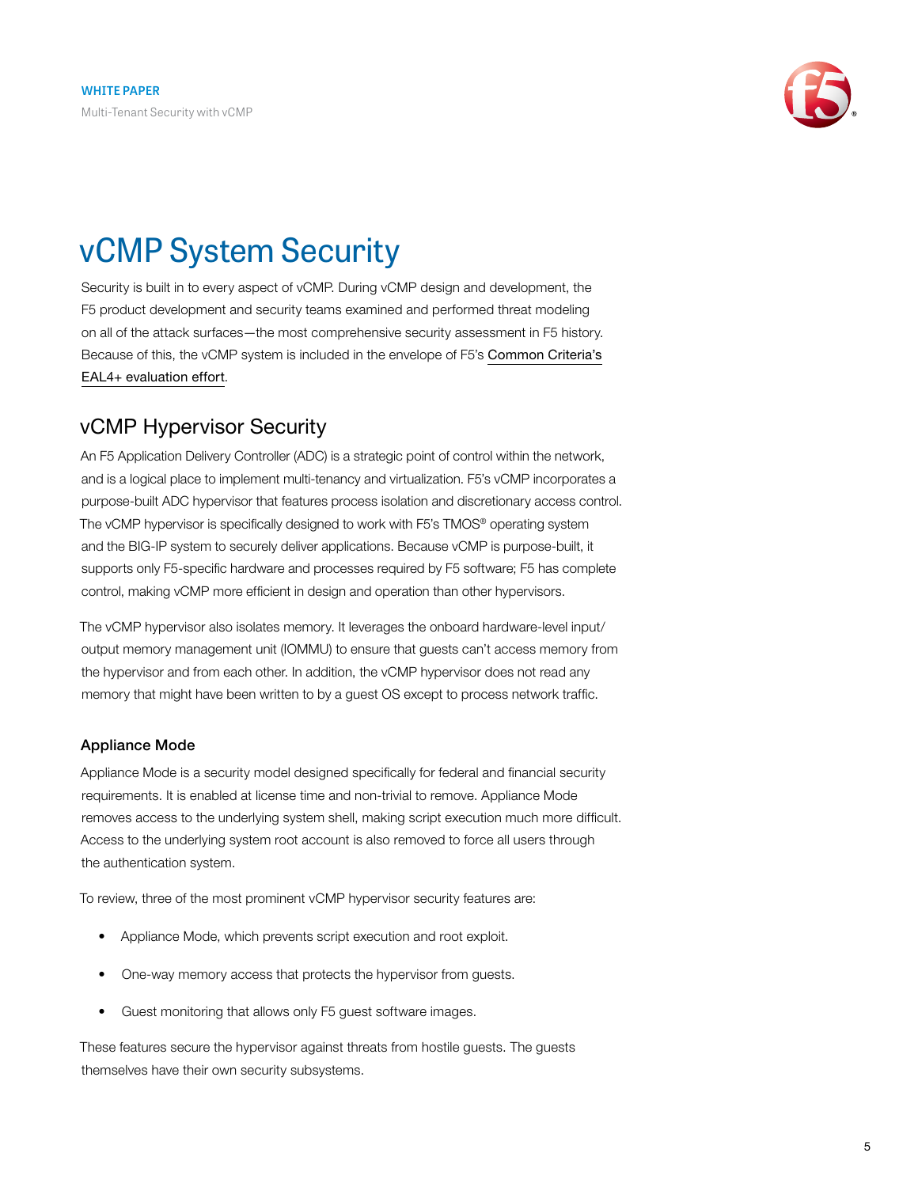# vCMP System Security

Security is built in to every aspect of vCMP. During vCMP design and development, the F5 product development and security teams examined and performed threat modeling on all of the attack surfaces—the most comprehensive security assessment in F5 history. Because of this, the vCMP system is included in the envelope of F5's Common Criteria's EAL4+ evaluation effort.

## vCMP Hypervisor Security

An F5 Application Delivery Controller (ADC) is a strategic point of control within the network, and is a logical place to implement multi-tenancy and virtualization. F5's vCMP incorporates a purpose-built ADC hypervisor that features process isolation and discretionary access control. The vCMP hypervisor is specifically designed to work with F5's TMOS® operating system and the BIG-IP system to securely deliver applications. Because vCMP is purpose-built, it supports only F5-specific hardware and processes required by F5 software; F5 has complete control, making vCMP more efficient in design and operation than other hypervisors.

The vCMP hypervisor also isolates memory. It leverages the onboard hardware-level input/output memory management unit (IOMMU) to ensure that guests can't access memory from the hypervisor and from each other. In addition, the vCMP hypervisor does not read any memory that might have been written to by a guest OS except to process network traffic.

### Appliance Mode

Appliance Mode is a security model designed specifically for federal and financial security requirements. It is enabled at license time and non-trivial to remove. Appliance Mode removes access to the underlying system shell, making script execution much more difficult. Access to the underlying system root account is also removed to force all users through the authentication system.

To review, three of the most prominent vCMP hypervisor security features are:

- Appliance Mode, which prevents script execution and root exploit.
- One-way memory access that protects the hypervisor from guests.
- Guest monitoring that allows only F5 guest software images.

These features secure the hypervisor against threats from hostile guests. The guests themselves have their own security subsystems.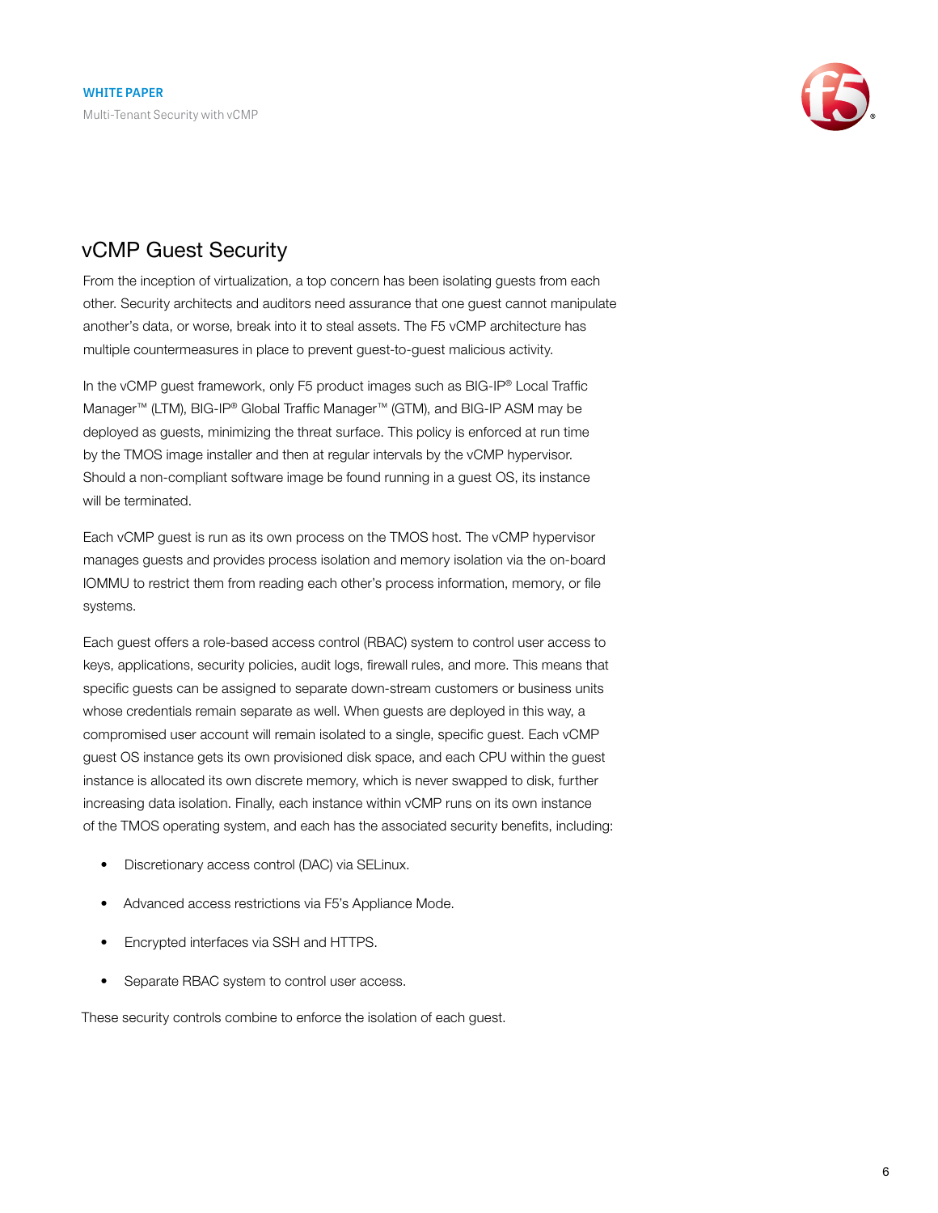## vCMP Guest Security

From the inception of virtualization, a top concern has been isolating guests from each other. Security architects and auditors need assurance that one guest cannot manipulate another's data, or worse, break into it to steal assets. The F5 vCMP architecture has multiple countermeasures in place to prevent guest-to-guest malicious activity.

In the vCMP guest framework, only F5 product images such as BIG-IP® Local Traffic Manager™ (LTM), BIG-IP® Global Traffic Manager™ (GTM), and BIG-IP ASM may be deployed as guests, minimizing the threat surface. This policy is enforced at run time by the TMOS image installer and then at regular intervals by the vCMP hypervisor. Should a non-compliant software image be found running in a guest OS, its instance will be terminated.

Each vCMP guest is run as its own process on the TMOS host. The vCMP hypervisor manages guests and provides process isolation and memory isolation via the on-board IOMMU to restrict them from reading each other's process information, memory, or file systems.

Each guest offers a role-based access control (RBAC) system to control user access to keys, applications, security policies, audit logs, firewall rules, and more. This means that specific guests can be assigned to separate down-stream customers or business units whose credentials remain separate as well. When guests are deployed in this way, a compromised user account will remain isolated to a single, specific guest. Each vCMP guest OS instance gets its own provisioned disk space, and each CPU within the guest instance is allocated its own discrete memory, which is never swapped to disk, further increasing data isolation. Finally, each instance within vCMP runs on its own instance of the TMOS operating system, and each has the associated security benefits, including:

- Discretionary access control (DAC) via SELinux.
- Advanced access restrictions via F5's Appliance Mode.
- Encrypted interfaces via SSH and HTTPS.
- Separate RBAC system to control user access.

These security controls combine to enforce the isolation of each guest.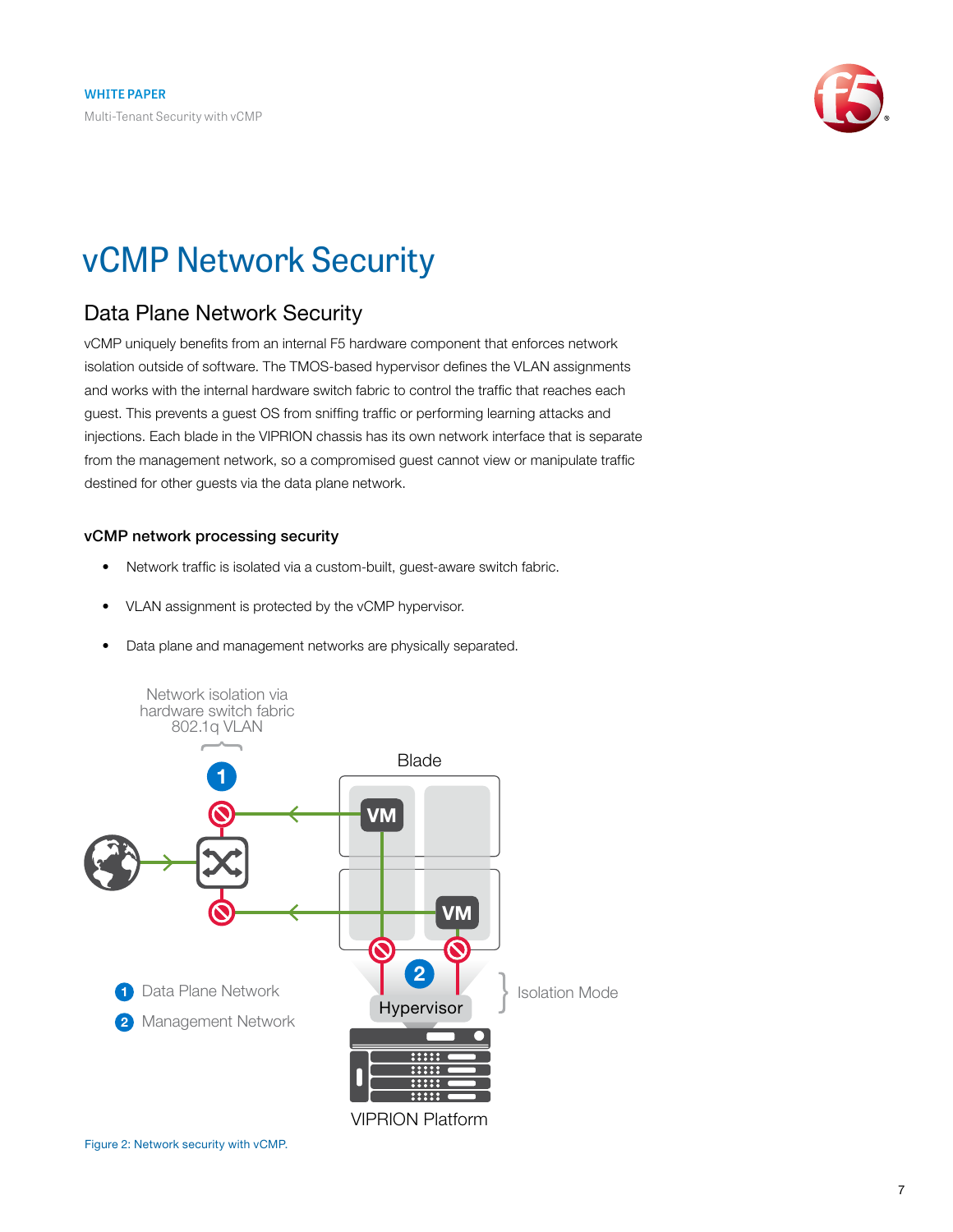# vCMP Network Security

## Data Plane Network Security

vCMP uniquely benefits from an internal F5 hardware component that enforces network isolation outside of software. The TMOS-based hypervisor defines the VLAN assignments and works with the internal hardware switch fabric to control the traffic that reaches each guest. This prevents a guest OS from sniffing traffic or performing learning attacks and injections. Each blade in the VIPRION chassis has its own network interface that is separate from the management network, so a compromised guest cannot view or manipulate traffic destined for other guests via the data plane network.

### vCMP network processing security

- Network traffic is isolated via a custom-built, guest-aware switch fabric.
- VLAN assignment is protected by the vCMP hypervisor.
- Data plane and management networks are physically separated.

Figure 2: Network security with vCMP.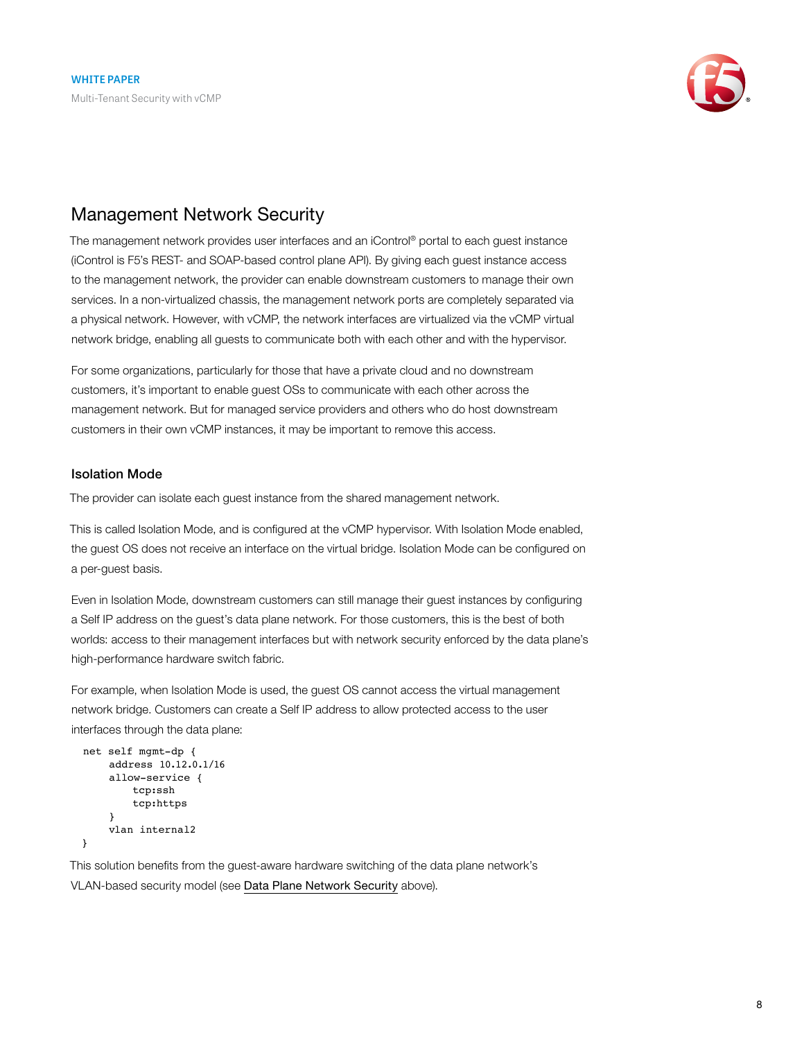## Management Network Security

The management network provides user interfaces and an iControl® portal to each guest instance (iControl is F5's REST- and SOAP-based control plane API). By giving each guest instance access to the management network, the provider can enable downstream customers to manage their own services. In a non-virtualized chassis, the management network ports are completely separated via a physical network. However, with vCMP, the network interfaces are virtualized via the vCMP virtual network bridge, enabling all guests to communicate both with each other and with the hypervisor.

For some organizations, particularly for those that have a private cloud and no downstream customers, it's important to enable guest OSs to communicate with each other across the management network. But for managed service providers and others who do host downstream customers in their own vCMP instances, it may be important to remove this access.

### Isolation Mode

The provider can isolate each guest instance from the shared management network.

This is called Isolation Mode, and is configured at the vCMP hypervisor. With Isolation Mode enabled, the guest OS does not receive an interface on the virtual bridge. Isolation Mode can be configured on a per-guest basis.

Even in Isolation Mode, downstream customers can still manage their guest instances by configuring a Self IP address on the guest's data plane network. For those customers, this is the best of both worlds: access to their management interfaces but with network security enforced by the data plane's high-performance hardware switch fabric.

For example, when Isolation Mode is used, the guest OS cannot access the virtual management network bridge. Customers can create a Self IP address to allow protected access to the user interfaces through the data plane:

```
net self mgmt-dp {
     address 10.12.0.1/16
     allow-service {
         tcp:ssh
         tcp:https
     }
     vlan internal2
}
```

This solution benefits from the guest-aware hardware switching of the data plane network's VLAN-based security model (see Data Plane Network Security above).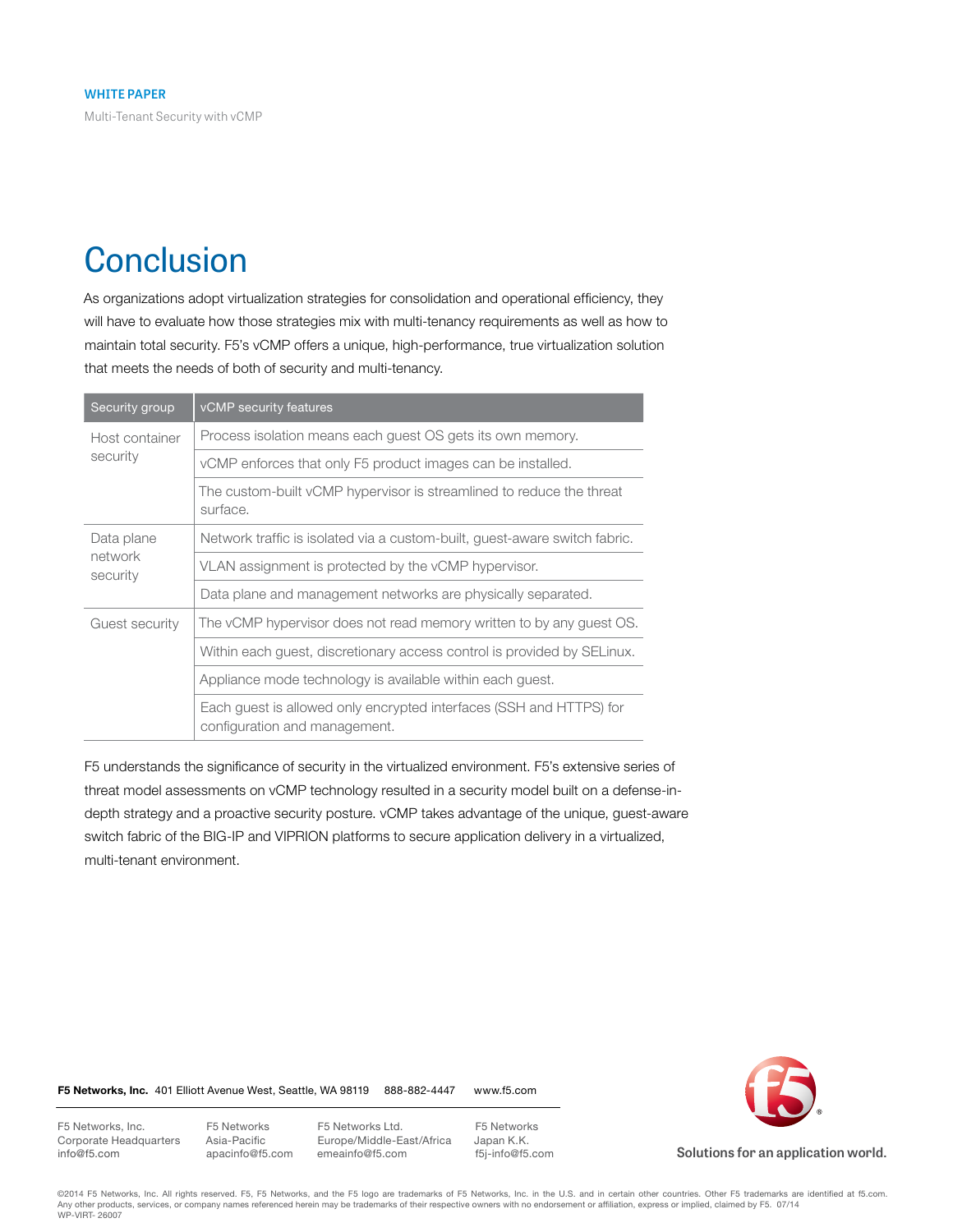# Conclusion

As organizations adopt virtualization strategies for consolidation and operational efficiency, they will have to evaluate how those strategies mix with multi-tenancy requirements as well as how to maintain total security. F5's vCMP offers a unique, high-performance, true virtualization solution that meets the needs of both of security and multi-tenancy.

| Security group | vCMP security features |
|---|---|
| Host container security | Process isolation means each guest OS gets its own memory. |
| | vCMP enforces that only F5 product images can be installed. |
| | The custom-built vCMP hypervisor is streamlined to reduce the threat surface. |
| Data plane network security | Network traffic is isolated via a custom-built, guest-aware switch fabric. |
| | VLAN assignment is protected by the vCMP hypervisor. |
| | Data plane and management networks are physically separated. |
| Guest security | The vCMP hypervisor does not read memory written to by any guest OS. |
| | Within each guest, discretionary access control is provided by SELinux. |
| | Appliance mode technology is available within each guest. |
| | Each guest is allowed only encrypted interfaces (SSH and HTTPS) for configuration and management. |

F5 understands the significance of security in the virtualized environment. F5's extensive series of threat model assessments on vCMP technology resulted in a security model built on a defense-in-depth strategy and a proactive security posture. vCMP takes advantage of the unique, guest-aware switch fabric of the BIG-IP and VIPRION platforms to secure application delivery in a virtualized, multi-tenant environment.

**F5 Networks, Inc.** 401 Elliott Avenue West, Seattle, WA 98119 888-882-4447 www.f5.com

F5 Networks, Inc.
Corporate Headquarters
info@f5.com

F5 Networks
Asia-Pacific
apacinfo@f5.com

F5 Networks Ltd.
Europe/Middle-East/Africa
emeainfo@f5.com

F5 Networks
Japan K.K.
f5j-info@f5.com

Solutions for an application world.

©2014 F5 Networks, Inc. All rights reserved. F5, F5 Networks, and the F5 logo are trademarks of F5 Networks, Inc. in the U.S. and in certain other countries. Other F5 trademarks are identified at f5.com. Any other products, services, or company names referenced herein may be trademarks of their respective owners with no endorsement or affiliation, express or implied, claimed by F5. 07/14
WP-VIRT- 26007